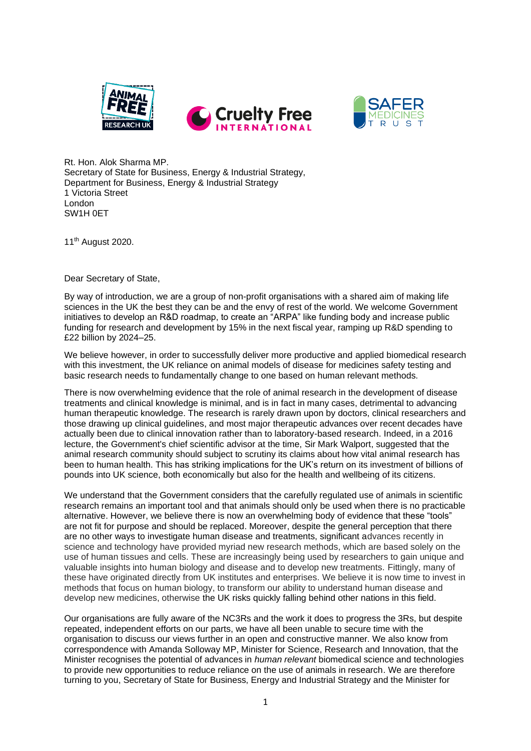Rt. Hon. Alok Sharma MP.
Secretary of State for Business, Energy & Industrial Strategy,
Department for Business, Energy & Industrial Strategy
1 Victoria Street
London
SW1H 0ET

11th August 2020.

Dear Secretary of State,

By way of introduction, we are a group of non-profit organisations with a shared aim of making life sciences in the UK the best they can be and the envy of rest of the world. We welcome Government initiatives to develop an R&D roadmap, to create an "ARPA" like funding body and increase public funding for research and development by 15% in the next fiscal year, ramping up R&D spending to £22 billion by 2024–25.

We believe however, in order to successfully deliver more productive and applied biomedical research with this investment, the UK reliance on animal models of disease for medicines safety testing and basic research needs to fundamentally change to one based on human relevant methods.

There is now overwhelming evidence that the role of animal research in the development of disease treatments and clinical knowledge is minimal, and is in fact in many cases, detrimental to advancing human therapeutic knowledge. The research is rarely drawn upon by doctors, clinical researchers and those drawing up clinical guidelines, and most major therapeutic advances over recent decades have actually been due to clinical innovation rather than to laboratory-based research. Indeed, in a 2016 lecture, the Government's chief scientific advisor at the time, Sir Mark Walport, suggested that the animal research community should subject to scrutiny its claims about how vital animal research has been to human health. This has striking implications for the UK's return on its investment of billions of pounds into UK science, both economically but also for the health and wellbeing of its citizens.

We understand that the Government considers that the carefully regulated use of animals in scientific research remains an important tool and that animals should only be used when there is no practicable alternative. However, we believe there is now an overwhelming body of evidence that these "tools" are not fit for purpose and should be replaced. Moreover, despite the general perception that there are no other ways to investigate human disease and treatments, significant advances recently in science and technology have provided myriad new research methods, which are based solely on the use of human tissues and cells. These are increasingly being used by researchers to gain unique and valuable insights into human biology and disease and to develop new treatments. Fittingly, many of these have originated directly from UK institutes and enterprises. We believe it is now time to invest in methods that focus on human biology, to transform our ability to understand human disease and develop new medicines, otherwise the UK risks quickly falling behind other nations in this field.

Our organisations are fully aware of the NC3Rs and the work it does to progress the 3Rs, but despite repeated, independent efforts on our parts, we have all been unable to secure time with the organisation to discuss our views further in an open and constructive manner. We also know from correspondence with Amanda Solloway MP, Minister for Science, Research and Innovation, that the Minister recognises the potential of advances in *human relevant* biomedical science and technologies to provide new opportunities to reduce reliance on the use of animals in research. We are therefore turning to you, Secretary of State for Business, Energy and Industrial Strategy and the Minister for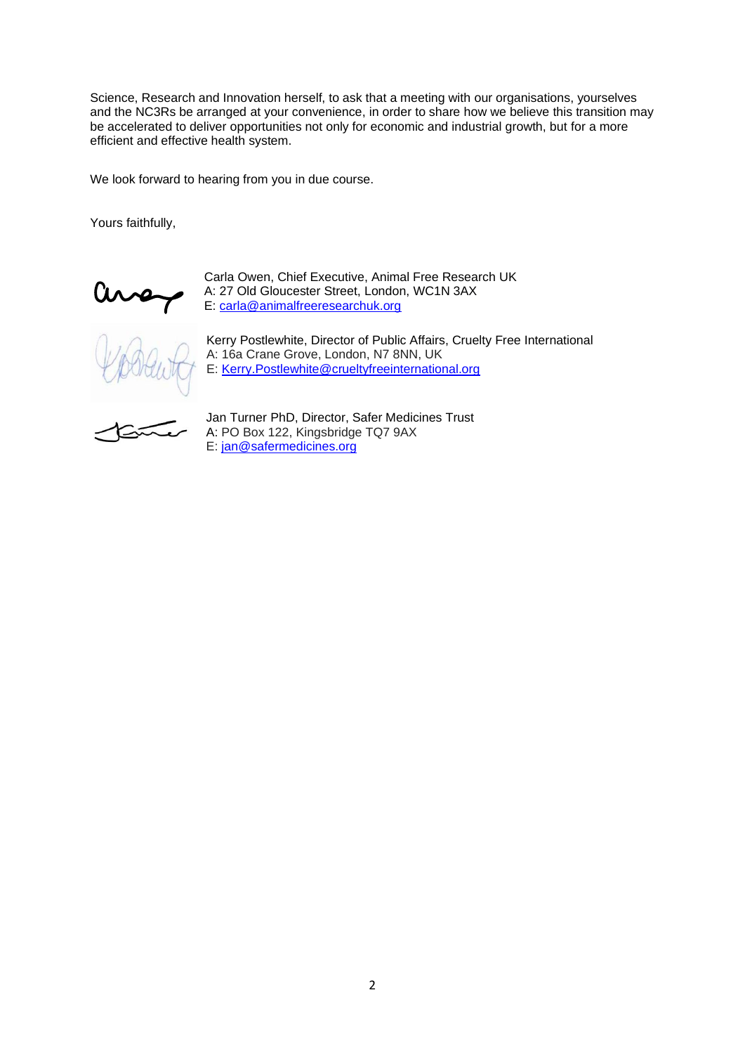Science, Research and Innovation herself, to ask that a meeting with our organisations, yourselves and the NC3Rs be arranged at your convenience, in order to share how we believe this transition may be accelerated to deliver opportunities not only for economic and industrial growth, but for a more efficient and effective health system.

We look forward to hearing from you in due course.

Yours faithfully,

Carla Owen, Chief Executive, Animal Free Research UK
A: 27 Old Gloucester Street, London, WC1N 3AX
E: carla@animalfreeresearchuk.org

Kerry Postlewhite, Director of Public Affairs, Cruelty Free International
A: 16a Crane Grove, London, N7 8NN, UK
E: Kerry.Postlewhite@crueltyfreeinternational.org

Jan Turner PhD, Director, Safer Medicines Trust
A: PO Box 122, Kingsbridge TQ7 9AX
E: jan@safermedicines.org